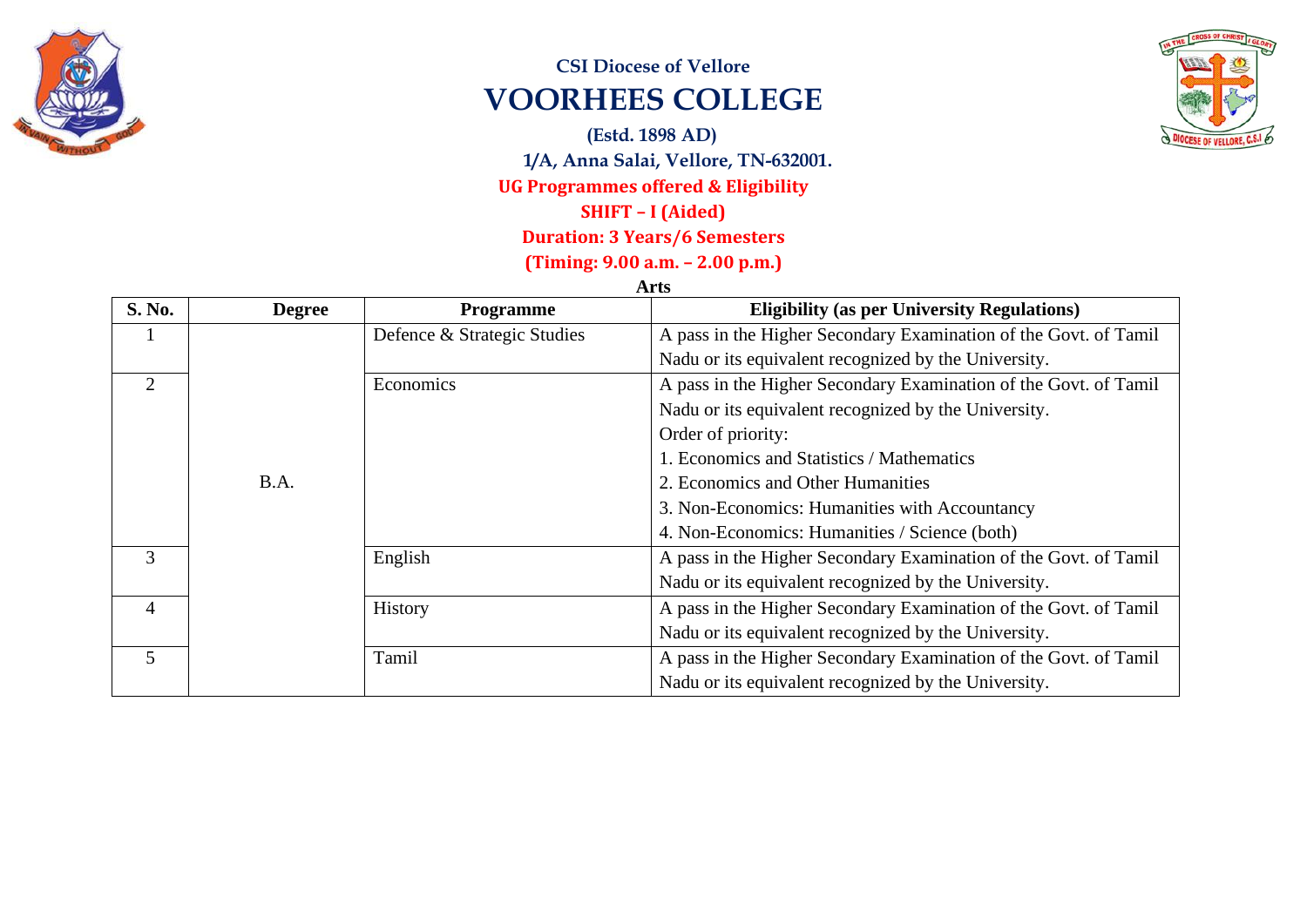CSI Diocese of Vellore

# VOORHEES COLLEGE

(Estd. 1898 AD)

1/A, Anna Salai, Vellore, TN-632001.

## UG Programmes offered & Eligibility

**SHIFT – I (Aided)**

**Duration: 3 Years/6 Semesters**

**(Timing: 9.00 a.m. – 2.00 p.m.)**

### Arts

| S. No. | Degree | Programme | Eligibility (as per University Regulations) |
|---|---|---|---|
| 1 | B.A. | Defence & Strategic Studies | A pass in the Higher Secondary Examination of the Govt. of Tamil Nadu or its equivalent recognized by the University. |
| 2 | | Economics | A pass in the Higher Secondary Examination of the Govt. of Tamil Nadu or its equivalent recognized by the University.<br>Order of priority:<br>1. Economics and Statistics / Mathematics<br>2. Economics and Other Humanities<br>3. Non-Economics: Humanities with Accountancy<br>4. Non-Economics: Humanities / Science (both) |
| 3 | | English | A pass in the Higher Secondary Examination of the Govt. of Tamil Nadu or its equivalent recognized by the University. |
| 4 | | History | A pass in the Higher Secondary Examination of the Govt. of Tamil Nadu or its equivalent recognized by the University. |
| 5 | | Tamil | A pass in the Higher Secondary Examination of the Govt. of Tamil Nadu or its equivalent recognized by the University. |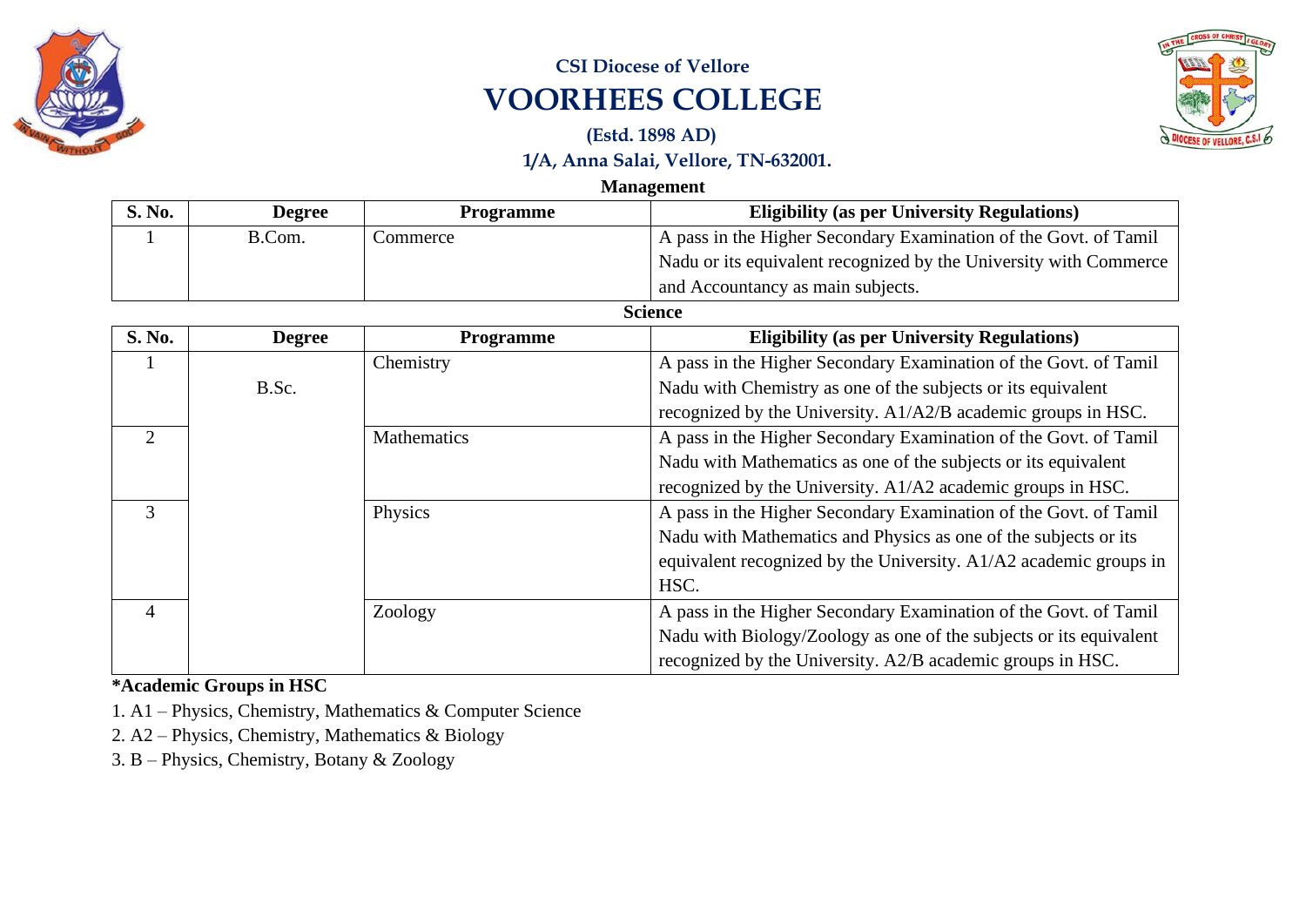CSI Diocese of Vellore

# VOORHEES COLLEGE

(Estd. 1898 AD)

1/A, Anna Salai, Vellore, TN-632001.

**Management**

| S. No. | Degree | Programme | Eligibility (as per University Regulations) |
|---|---|---|---|
| 1 | B.Com. | Commerce | A pass in the Higher Secondary Examination of the Govt. of Tamil Nadu or its equivalent recognized by the University with Commerce and Accountancy as main subjects. |

**Science**

| S. No. | Degree | Programme | Eligibility (as per University Regulations) |
|---|---|---|---|
| 1 | B.Sc. | Chemistry | A pass in the Higher Secondary Examination of the Govt. of Tamil Nadu with Chemistry as one of the subjects or its equivalent recognized by the University. A1/A2/B academic groups in HSC. |
| 2 | | Mathematics | A pass in the Higher Secondary Examination of the Govt. of Tamil Nadu with Mathematics as one of the subjects or its equivalent recognized by the University. A1/A2 academic groups in HSC. |
| 3 | | Physics | A pass in the Higher Secondary Examination of the Govt. of Tamil Nadu with Mathematics and Physics as one of the subjects or its equivalent recognized by the University. A1/A2 academic groups in HSC. |
| 4 | | Zoology | A pass in the Higher Secondary Examination of the Govt. of Tamil Nadu with Biology/Zoology as one of the subjects or its equivalent recognized by the University. A2/B academic groups in HSC. |

**\*Academic Groups in HSC**

1. A1 – Physics, Chemistry, Mathematics & Computer Science
2. A2 – Physics, Chemistry, Mathematics & Biology
3. B – Physics, Chemistry, Botany & Zoology